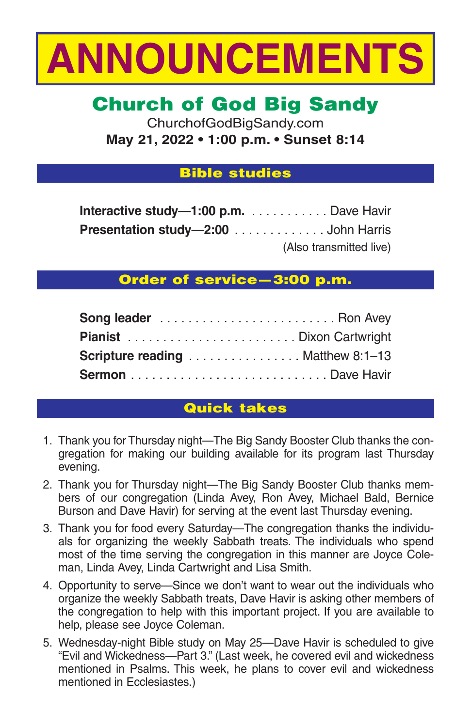# ANNOUNCEMENTS

## Church of God Big Sandy

ChurchofGodBigSandy.com

**May 21, 2022 • 1:00 p.m. • Sunset 8:14**

### Bible studies

**Interactive study—1:00 p.m.** . . . . . . . . . . . Dave Havir

**Presentation study—2:00** . . . . . . . . . . . . . John Harris

(Also transmitted live)

### Order of service—3:00 p.m.

**Song leader** . . . . . . . . . . . . . . . . . . . . . . . . . Ron Avey

**Pianist** . . . . . . . . . . . . . . . . . . . . . . . . Dixon Cartwright

**Scripture reading** . . . . . . . . . . . . . . . . Matthew 8:1–13

**Sermon** . . . . . . . . . . . . . . . . . . . . . . . . . . . Dave Havir

### Quick takes

1. Thank you for Thursday night—The Big Sandy Booster Club thanks the congregation for making our building available for its program last Thursday evening.
2. Thank you for Thursday night—The Big Sandy Booster Club thanks members of our congregation (Linda Avey, Ron Avey, Michael Bald, Bernice Burson and Dave Havir) for serving at the event last Thursday evening.
3. Thank you for food every Saturday—The congregation thanks the individuals for organizing the weekly Sabbath treats. The individuals who spend most of the time serving the congregation in this manner are Joyce Coleman, Linda Avey, Linda Cartwright and Lisa Smith.
4. Opportunity to serve—Since we don't want to wear out the individuals who organize the weekly Sabbath treats, Dave Havir is asking other members of the congregation to help with this important project. If you are available to help, please see Joyce Coleman.
5. Wednesday-night Bible study on May 25—Dave Havir is scheduled to give "Evil and Wickedness—Part 3." (Last week, he covered evil and wickedness mentioned in Psalms. This week, he plans to cover evil and wickedness mentioned in Ecclesiastes.)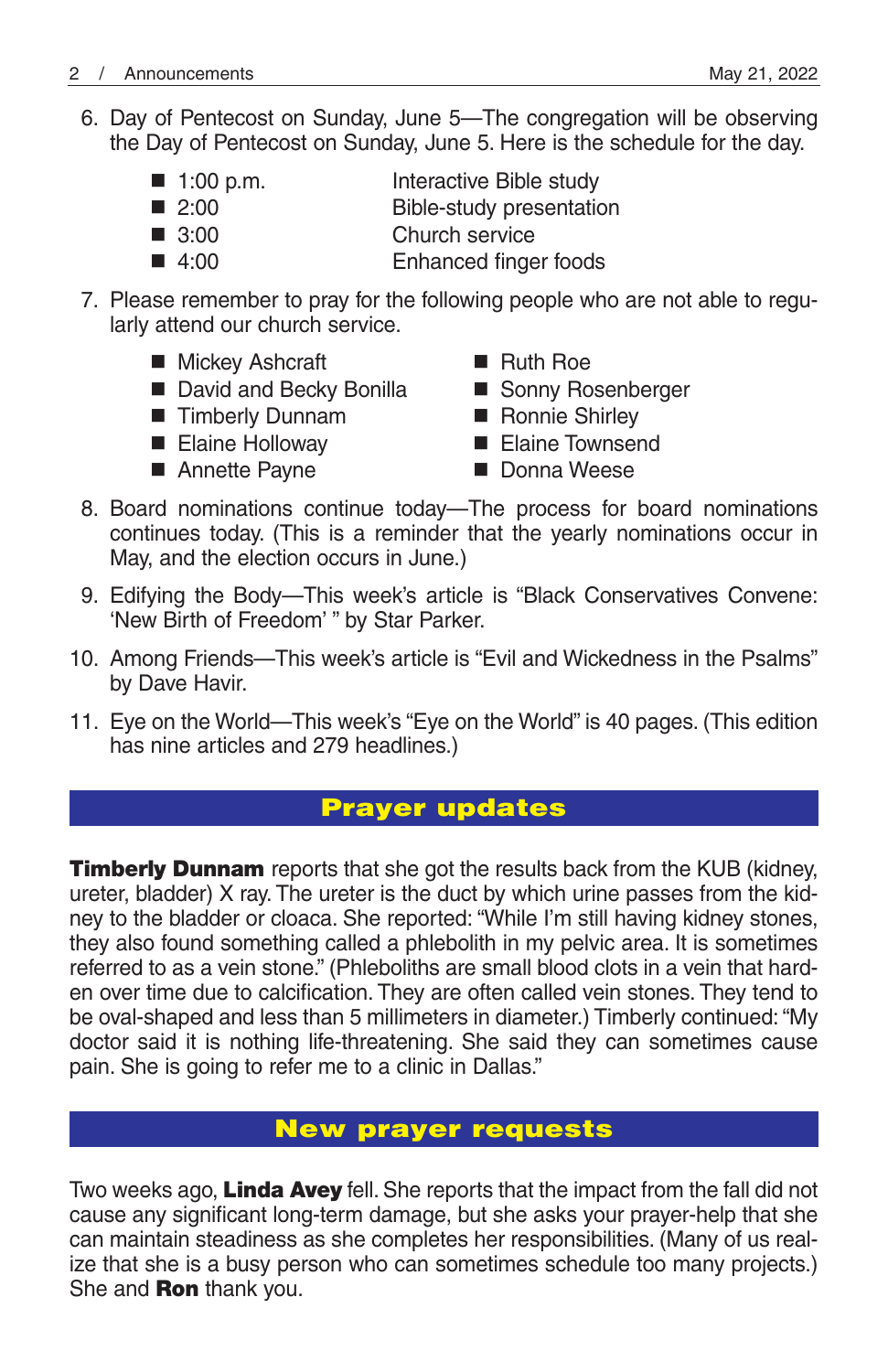6. Day of Pentecost on Sunday, June 5—The congregation will be observing the Day of Pentecost on Sunday, June 5. Here is the schedule for the day.

   - 1:00 p.m. — Interactive Bible study
   - 2:00 — Bible-study presentation
   - 3:00 — Church service
   - 4:00 — Enhanced finger foods

7. Please remember to pray for the following people who are not able to regularly attend our church service.

   - Mickey Ashcraft
   - David and Becky Bonilla
   - Timberly Dunnam
   - Elaine Holloway
   - Annette Payne
   - Ruth Roe
   - Sonny Rosenberger
   - Ronnie Shirley
   - Elaine Townsend
   - Donna Weese

8. Board nominations continue today—The process for board nominations continues today. (This is a reminder that the yearly nominations occur in May, and the election occurs in June.)

9. Edifying the Body—This week's article is "Black Conservatives Convene: 'New Birth of Freedom' " by Star Parker.

10. Among Friends—This week's article is "Evil and Wickedness in the Psalms" by Dave Havir.

11. Eye on the World—This week's "Eye on the World" is 40 pages. (This edition has nine articles and 279 headlines.)

## Prayer updates

**Timberly Dunnam** reports that she got the results back from the KUB (kidney, ureter, bladder) X ray. The ureter is the duct by which urine passes from the kidney to the bladder or cloaca. She reported: "While I'm still having kidney stones, they also found something called a phlebolith in my pelvic area. It is sometimes referred to as a vein stone." (Phleboliths are small blood clots in a vein that harden over time due to calcification. They are often called vein stones. They tend to be oval-shaped and less than 5 millimeters in diameter.) Timberly continued: "My doctor said it is nothing life-threatening. She said they can sometimes cause pain. She is going to refer me to a clinic in Dallas."

## New prayer requests

Two weeks ago, **Linda Avey** fell. She reports that the impact from the fall did not cause any significant long-term damage, but she asks your prayer-help that she can maintain steadiness as she completes her responsibilities. (Many of us realize that she is a busy person who can sometimes schedule too many projects.) She and **Ron** thank you.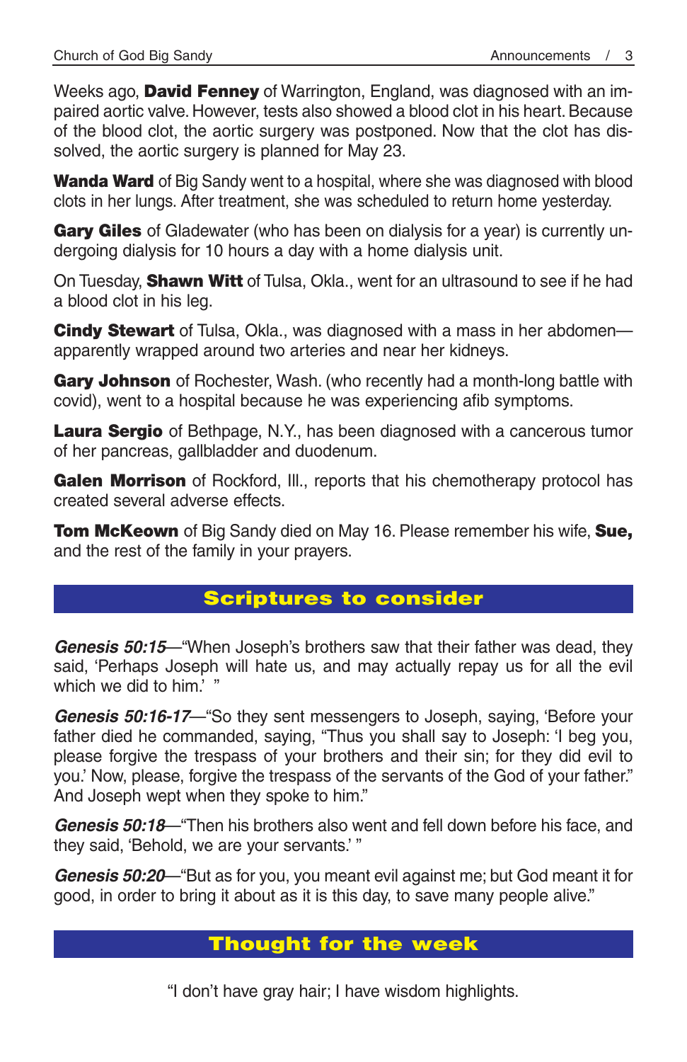Weeks ago, **David Fenney** of Warrington, England, was diagnosed with an impaired aortic valve. However, tests also showed a blood clot in his heart. Because of the blood clot, the aortic surgery was postponed. Now that the clot has dissolved, the aortic surgery is planned for May 23.

**Wanda Ward** of Big Sandy went to a hospital, where she was diagnosed with blood clots in her lungs. After treatment, she was scheduled to return home yesterday.

**Gary Giles** of Gladewater (who has been on dialysis for a year) is currently undergoing dialysis for 10 hours a day with a home dialysis unit.

On Tuesday, **Shawn Witt** of Tulsa, Okla., went for an ultrasound to see if he had a blood clot in his leg.

**Cindy Stewart** of Tulsa, Okla., was diagnosed with a mass in her abdomen—apparently wrapped around two arteries and near her kidneys.

**Gary Johnson** of Rochester, Wash. (who recently had a month-long battle with covid), went to a hospital because he was experiencing afib symptoms.

**Laura Sergio** of Bethpage, N.Y., has been diagnosed with a cancerous tumor of her pancreas, gallbladder and duodenum.

**Galen Morrison** of Rockford, Ill., reports that his chemotherapy protocol has created several adverse effects.

**Tom McKeown** of Big Sandy died on May 16. Please remember his wife, **Sue,** and the rest of the family in your prayers.

## Scriptures to consider

***Genesis 50:15***—"When Joseph's brothers saw that their father was dead, they said, 'Perhaps Joseph will hate us, and may actually repay us for all the evil which we did to him.' "

***Genesis 50:16-17***—"So they sent messengers to Joseph, saying, 'Before your father died he commanded, saying, "Thus you shall say to Joseph: 'I beg you, please forgive the trespass of your brothers and their sin; for they did evil to you.' Now, please, forgive the trespass of the servants of the God of your father." And Joseph wept when they spoke to him."

***Genesis 50:18***—"Then his brothers also went and fell down before his face, and they said, 'Behold, we are your servants.' "

***Genesis 50:20***—"But as for you, you meant evil against me; but God meant it for good, in order to bring it about as it is this day, to save many people alive."

## Thought for the week

"I don't have gray hair; I have wisdom highlights.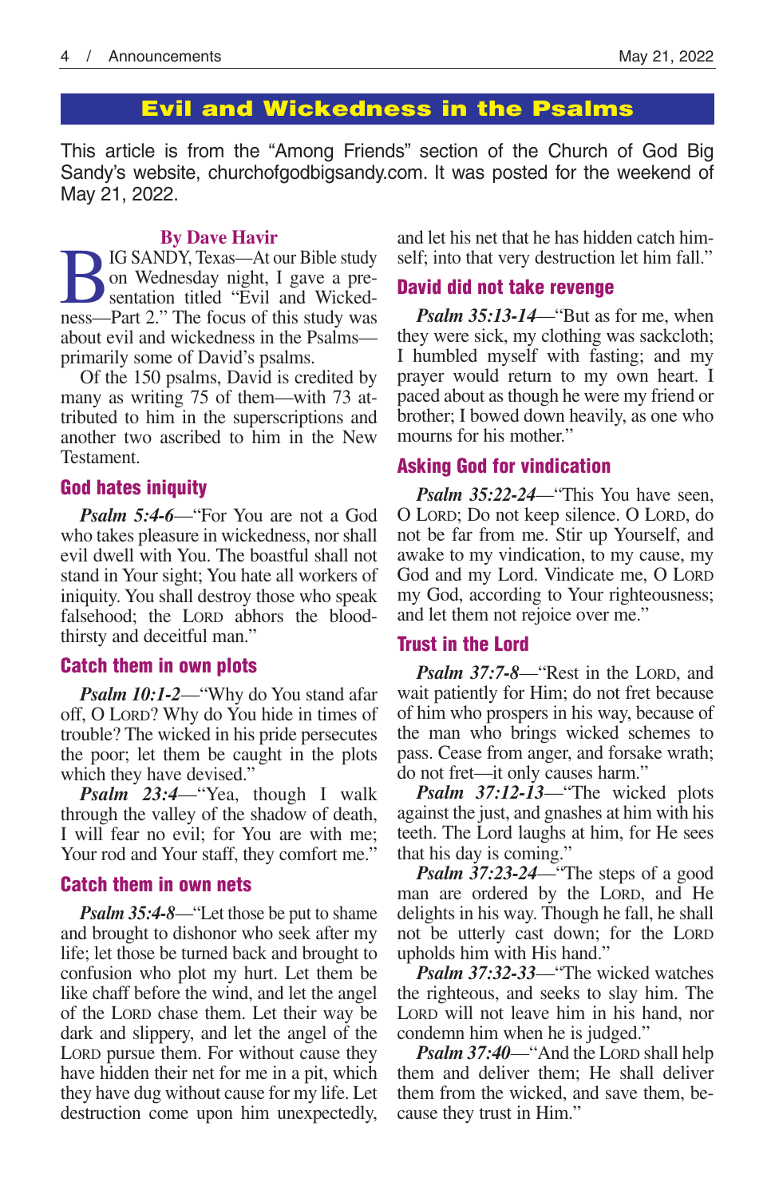# Evil and Wickedness in the Psalms

This article is from the "Among Friends" section of the Church of God Big Sandy's website, churchofgodbigsandy.com. It was posted for the weekend of May 21, 2022.

**By Dave Havir**

BIG SANDY, Texas—At our Bible study on Wednesday night, I gave a presentation titled "Evil and Wickedness—Part 2." The focus of this study was about evil and wickedness in the Psalms—primarily some of David's psalms.

Of the 150 psalms, David is credited by many as writing 75 of them—with 73 attributed to him in the superscriptions and another two ascribed to him in the New Testament.

## God hates iniquity

***Psalm 5:4-6***—"For You are not a God who takes pleasure in wickedness, nor shall evil dwell with You. The boastful shall not stand in Your sight; You hate all workers of iniquity. You shall destroy those who speak falsehood; the LORD abhors the bloodthirsty and deceitful man."

## Catch them in own plots

***Psalm 10:1-2***—"Why do You stand afar off, O LORD? Why do You hide in times of trouble? The wicked in his pride persecutes the poor; let them be caught in the plots which they have devised."

***Psalm 23:4***—"Yea, though I walk through the valley of the shadow of death, I will fear no evil; for You are with me; Your rod and Your staff, they comfort me."

## Catch them in own nets

***Psalm 35:4-8***—"Let those be put to shame and brought to dishonor who seek after my life; let those be turned back and brought to confusion who plot my hurt. Let them be like chaff before the wind, and let the angel of the LORD chase them. Let their way be dark and slippery, and let the angel of the LORD pursue them. For without cause they have hidden their net for me in a pit, which they have dug without cause for my life. Let destruction come upon him unexpectedly, and let his net that he has hidden catch himself; into that very destruction let him fall."

## David did not take revenge

***Psalm 35:13-14***—"But as for me, when they were sick, my clothing was sackcloth; I humbled myself with fasting; and my prayer would return to my own heart. I paced about as though he were my friend or brother; I bowed down heavily, as one who mourns for his mother."

## Asking God for vindication

***Psalm 35:22-24***—"This You have seen, O LORD; Do not keep silence. O LORD, do not be far from me. Stir up Yourself, and awake to my vindication, to my cause, my God and my Lord. Vindicate me, O LORD my God, according to Your righteousness; and let them not rejoice over me."

## Trust in the Lord

***Psalm 37:7-8***—"Rest in the LORD, and wait patiently for Him; do not fret because of him who prospers in his way, because of the man who brings wicked schemes to pass. Cease from anger, and forsake wrath; do not fret—it only causes harm."

***Psalm 37:12-13***—"The wicked plots against the just, and gnashes at him with his teeth. The Lord laughs at him, for He sees that his day is coming."

***Psalm 37:23-24***—"The steps of a good man are ordered by the LORD, and He delights in his way. Though he fall, he shall not be utterly cast down; for the LORD upholds him with His hand."

***Psalm 37:32-33***—"The wicked watches the righteous, and seeks to slay him. The LORD will not leave him in his hand, nor condemn him when he is judged."

***Psalm 37:40***—"And the LORD shall help them and deliver them; He shall deliver them from the wicked, and save them, because they trust in Him."